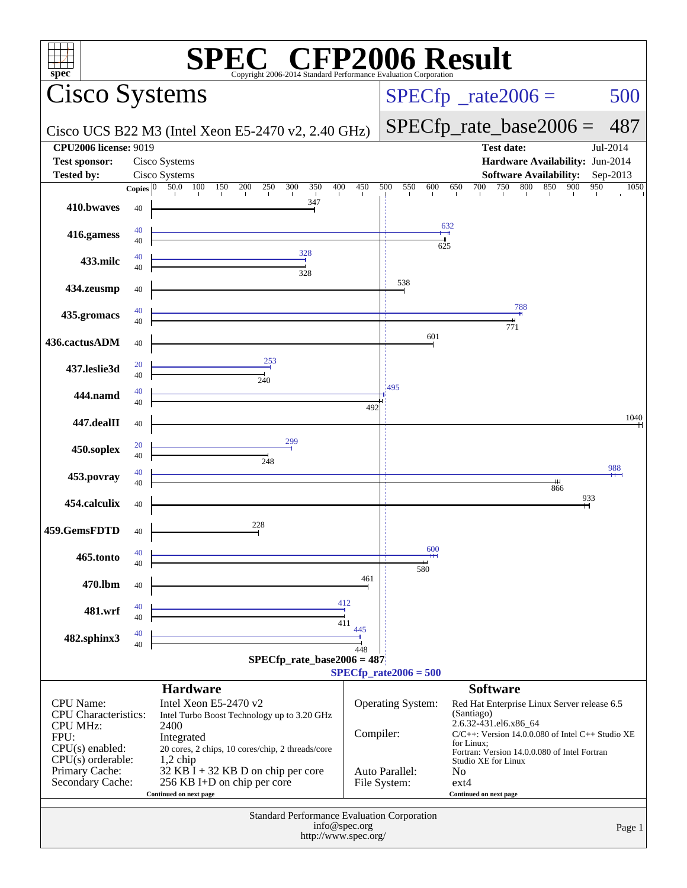# SPEC CFP2006 Result

Copyright 2006-2014 Standard Performance Evaluation Corporation

## Cisco Systems

Cisco UCS B22 M3 (Intel Xeon E5-2470 v2, 2.40 GHz)

SPECfp_rate2006 = 500

SPECfp_rate_base2006 = 487

| | | | |
|---|---|---|---|
| **CPU2006 license:** 9019 | | **Test date:** | Jul-2014 |
| **Test sponsor:** | Cisco Systems | **Hardware Availability:** | Jun-2014 |
| **Tested by:** | Cisco Systems | **Software Availability:** | Sep-2013 |

| Benchmark | Copies (peak) | Peak | Copies (base) | Base |
|---|---|---|---|---|
| 410.bwaves | | | 40 | 347 |
| 416.gamess | 40 | 632 | 40 | 625 |
| 433.milc | 40 | 328 | 40 | 328 |
| 434.zeusmp | | | 40 | 538 |
| 435.gromacs | 40 | 788 | 40 | 771 |
| 436.cactusADM | | | 40 | 601 |
| 437.leslie3d | 20 | 253 | 40 | 240 |
| 444.namd | 40 | 495 | 40 | 492 |
| 447.dealII | | | 40 | 1040 |
| 450.soplex | 20 | 299 | 40 | 248 |
| 453.povray | 40 | 988 | 40 | 866 |
| 454.calculix | | | 40 | 933 |
| 459.GemsFDTD | | | 40 | 228 |
| 465.tonto | 40 | 600 | 40 | 580 |
| 470.lbm | | | 40 | 461 |
| 481.wrf | 40 | 412 | 40 | 411 |
| 482.sphinx3 | 40 | 445 | 40 | 448 |

SPECfp_rate_base2006 = 487

SPECfp_rate2006 = 500

### Hardware

| | |
|---|---|
| CPU Name: | Intel Xeon E5-2470 v2 |
| CPU Characteristics: | Intel Turbo Boost Technology up to 3.20 GHz |
| CPU MHz: | 2400 |
| FPU: | Integrated |
| CPU(s) enabled: | 20 cores, 2 chips, 10 cores/chip, 2 threads/core |
| CPU(s) orderable: | 1,2 chip |
| Primary Cache: | 32 KB I + 32 KB D on chip per core |
| Secondary Cache: | 256 KB I+D on chip per core |

Continued on next page

### Software

| | |
|---|---|
| Operating System: | Red Hat Enterprise Linux Server release 6.5 (Santiago) 2.6.32-431.el6.x86_64 |
| Compiler: | C/C++: Version 14.0.0.080 of Intel C++ Studio XE for Linux; Fortran: Version 14.0.0.080 of Intel Fortran Studio XE for Linux |
| Auto Parallel: | No |
| File System: | ext4 |

Continued on next page

Standard Performance Evaluation Corporation
info@spec.org
http://www.spec.org/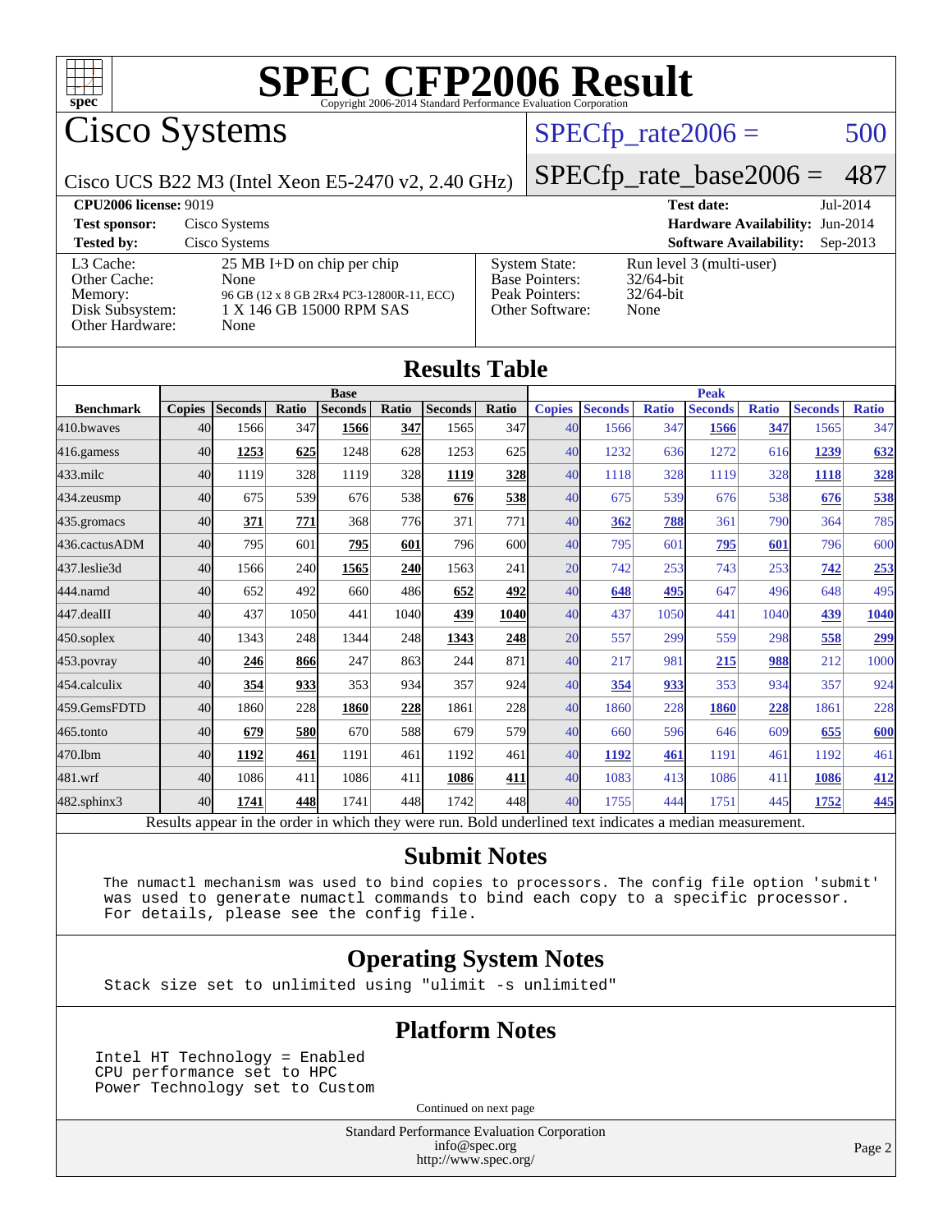# SPEC CFP2006 Result

Copyright 2006-2014 Standard Performance Evaluation Corporation

## Cisco Systems

Cisco UCS B22 M3 (Intel Xeon E5-2470 v2, 2.40 GHz)

SPECfp_rate2006 = 500

SPECfp_rate_base2006 = 487

**CPU2006 license:** 9019 | **Test date:** Jul-2014
**Test sponsor:** Cisco Systems | **Hardware Availability:** Jun-2014
**Tested by:** Cisco Systems | **Software Availability:** Sep-2013

| | | | |
|---|---|---|---|
| L3 Cache: | 25 MB I+D on chip per chip | System State: | Run level 3 (multi-user) |
| Other Cache: | None | Base Pointers: | 32/64-bit |
| Memory: | 96 GB (12 x 8 GB 2Rx4 PC3-12800R-11, ECC) | Peak Pointers: | 32/64-bit |
| Disk Subsystem: | 1 X 146 GB 15000 RPM SAS | Other Software: | None |
| Other Hardware: | None | | |

## Results Table

| | Base | | | | | | | Peak | | | | | | |
|---|---|---|---|---|---|---|---|---|---|---|---|---|---|---|
| **Benchmark** | **Copies** | **Seconds** | **Ratio** | **Seconds** | **Ratio** | **Seconds** | **Ratio** | **Copies** | **Seconds** | **Ratio** | **Seconds** | **Ratio** | **Seconds** | **Ratio** |
| 410.bwaves | 40 | 1566 | 347 | **1566** | **347** | 1565 | 347 | 40 | 1566 | 347 | **1566** | **347** | 1565 | 347 |
| 416.gamess | 40 | **1253** | **625** | 1248 | 628 | 1253 | 625 | 40 | 1232 | 636 | 1272 | 616 | **1239** | **632** |
| 433.milc | 40 | 1119 | 328 | 1119 | 328 | **1119** | **328** | 40 | 1118 | 328 | 1119 | 328 | **1118** | **328** |
| 434.zeusmp | 40 | 675 | 539 | 676 | 538 | **676** | **538** | 40 | 675 | 539 | 676 | 538 | **676** | **538** |
| 435.gromacs | 40 | **371** | **771** | 368 | 776 | 371 | 771 | 40 | **362** | **788** | 361 | 790 | 364 | 785 |
| 436.cactusADM | 40 | 795 | 601 | **795** | **601** | 796 | 600 | 40 | 795 | 601 | **795** | **601** | 796 | 600 |
| 437.leslie3d | 40 | 1566 | 240 | **1565** | **240** | 1563 | 241 | 20 | 742 | 253 | 743 | 253 | **742** | **253** |
| 444.namd | 40 | 652 | 492 | 660 | 486 | **652** | **492** | 40 | **648** | **495** | 647 | 496 | 648 | 495 |
| 447.dealII | 40 | 437 | 1050 | 441 | 1040 | **439** | **1040** | 40 | 437 | 1050 | 441 | 1040 | **439** | **1040** |
| 450.soplex | 40 | 1343 | 248 | 1344 | 248 | **1343** | **248** | 20 | 557 | 299 | 559 | 298 | **558** | **299** |
| 453.povray | 40 | **246** | **866** | 247 | 863 | 244 | 871 | 40 | 217 | 981 | **215** | **988** | 212 | 1000 |
| 454.calculix | 40 | **354** | **933** | 353 | 934 | 357 | 924 | 40 | **354** | **933** | 353 | 934 | 357 | 924 |
| 459.GemsFDTD | 40 | 1860 | 228 | **1860** | **228** | 1861 | 228 | 40 | 1860 | 228 | **1860** | **228** | 1861 | 228 |
| 465.tonto | 40 | **679** | **580** | 670 | 588 | 679 | 579 | 40 | 660 | 596 | 646 | 609 | **655** | **600** |
| 470.lbm | 40 | **1192** | **461** | 1191 | 461 | 1192 | 461 | 40 | **1192** | **461** | 1191 | 461 | 1192 | 461 |
| 481.wrf | 40 | 1086 | 411 | 1086 | 411 | **1086** | **411** | 40 | 1083 | 413 | 1086 | 411 | **1086** | **412** |
| 482.sphinx3 | 40 | **1741** | **448** | 1741 | 448 | 1742 | 448 | 40 | 1755 | 444 | 1751 | 445 | **1752** | **445** |

Results appear in the order in which they were run. Bold underlined text indicates a median measurement.

## Submit Notes

```
The numactl mechanism was used to bind copies to processors. The config file option 'submit'
was used to generate numactl commands to bind each copy to a specific processor.
For details, please see the config file.
```

## Operating System Notes

```
Stack size set to unlimited using "ulimit -s unlimited"
```

## Platform Notes

```
Intel HT Technology = Enabled
CPU performance set to HPC
Power Technology set to Custom
```

Continued on next page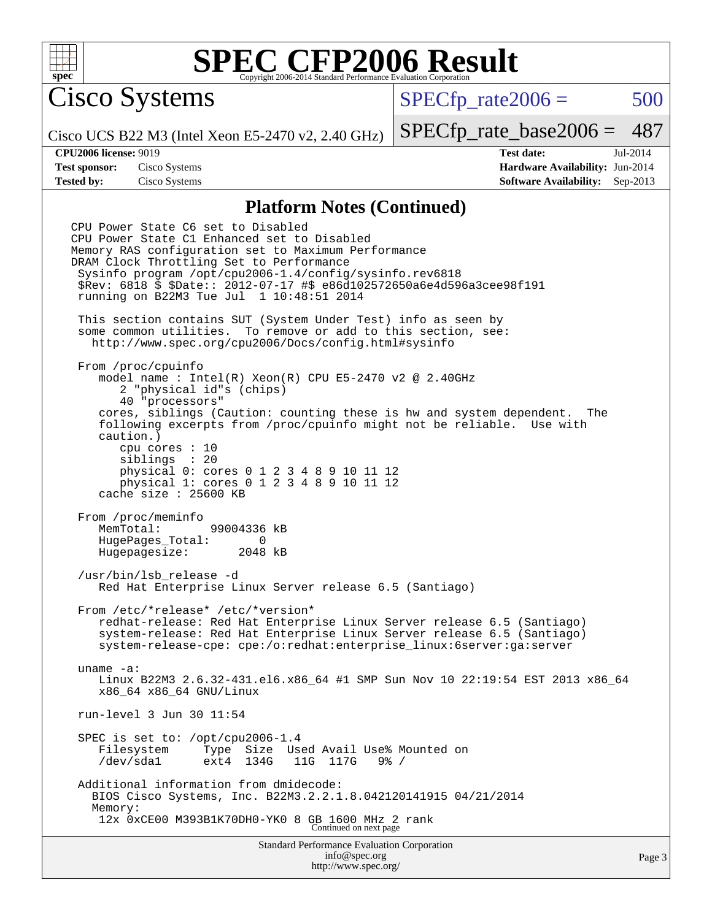# SPEC CFP2006 Result

Copyright 2006-2014 Standard Performance Evaluation Corporation

## Cisco Systems

Cisco UCS B22 M3 (Intel Xeon E5-2470 v2, 2.40 GHz)

SPECfp_rate2006 = 500

SPECfp_rate_base2006 = 487

**CPU2006 license:** 9019
**Test sponsor:** Cisco Systems
**Tested by:** Cisco Systems

**Test date:** Jul-2014
**Hardware Availability:** Jun-2014
**Software Availability:** Sep-2013

### Platform Notes (Continued)

```
CPU Power State C6 set to Disabled
CPU Power State C1 Enhanced set to Disabled
Memory RAS configuration set to Maximum Performance
DRAM Clock Throttling Set to Performance
 Sysinfo program /opt/cpu2006-1.4/config/sysinfo.rev6818
 $Rev: 6818 $ $Date:: 2012-07-17 #$ e86d102572650a6e4d596a3cee98f191
 running on B22M3 Tue Jul  1 10:48:51 2014

 This section contains SUT (System Under Test) info as seen by
 some common utilities.  To remove or add to this section, see:
   http://www.spec.org/cpu2006/Docs/config.html#sysinfo

 From /proc/cpuinfo
    model name : Intel(R) Xeon(R) CPU E5-2470 v2 @ 2.40GHz
       2 "physical id"s (chips)
       40 "processors"
    cores, siblings (Caution: counting these is hw and system dependent.  The
    following excerpts from /proc/cpuinfo might not be reliable.  Use with
    caution.)
       cpu cores : 10
       siblings  : 20
       physical 0: cores 0 1 2 3 4 8 9 10 11 12
       physical 1: cores 0 1 2 3 4 8 9 10 11 12
    cache size : 25600 KB

 From /proc/meminfo
    MemTotal:       99004336 kB
    HugePages_Total:       0
    Hugepagesize:       2048 kB

 /usr/bin/lsb_release -d
    Red Hat Enterprise Linux Server release 6.5 (Santiago)

 From /etc/*release* /etc/*version*
    redhat-release: Red Hat Enterprise Linux Server release 6.5 (Santiago)
    system-release: Red Hat Enterprise Linux Server release 6.5 (Santiago)
    system-release-cpe: cpe:/o:redhat:enterprise_linux:6server:ga:server

 uname -a:
    Linux B22M3 2.6.32-431.el6.x86_64 #1 SMP Sun Nov 10 22:19:54 EST 2013 x86_64
    x86_64 x86_64 GNU/Linux

 run-level 3 Jun 30 11:54

 SPEC is set to: /opt/cpu2006-1.4
    Filesystem     Type  Size  Used Avail Use% Mounted on
    /dev/sda1      ext4  134G   11G  117G   9% /

 Additional information from dmidecode:
   BIOS Cisco Systems, Inc. B22M3.2.2.1.8.042120141915 04/21/2014
   Memory:
    12x 0xCE00 M393B1K70DH0-YK0 8 GB 1600 MHz 2 rank
```

Continued on next page

Standard Performance Evaluation Corporation
info@spec.org
http://www.spec.org/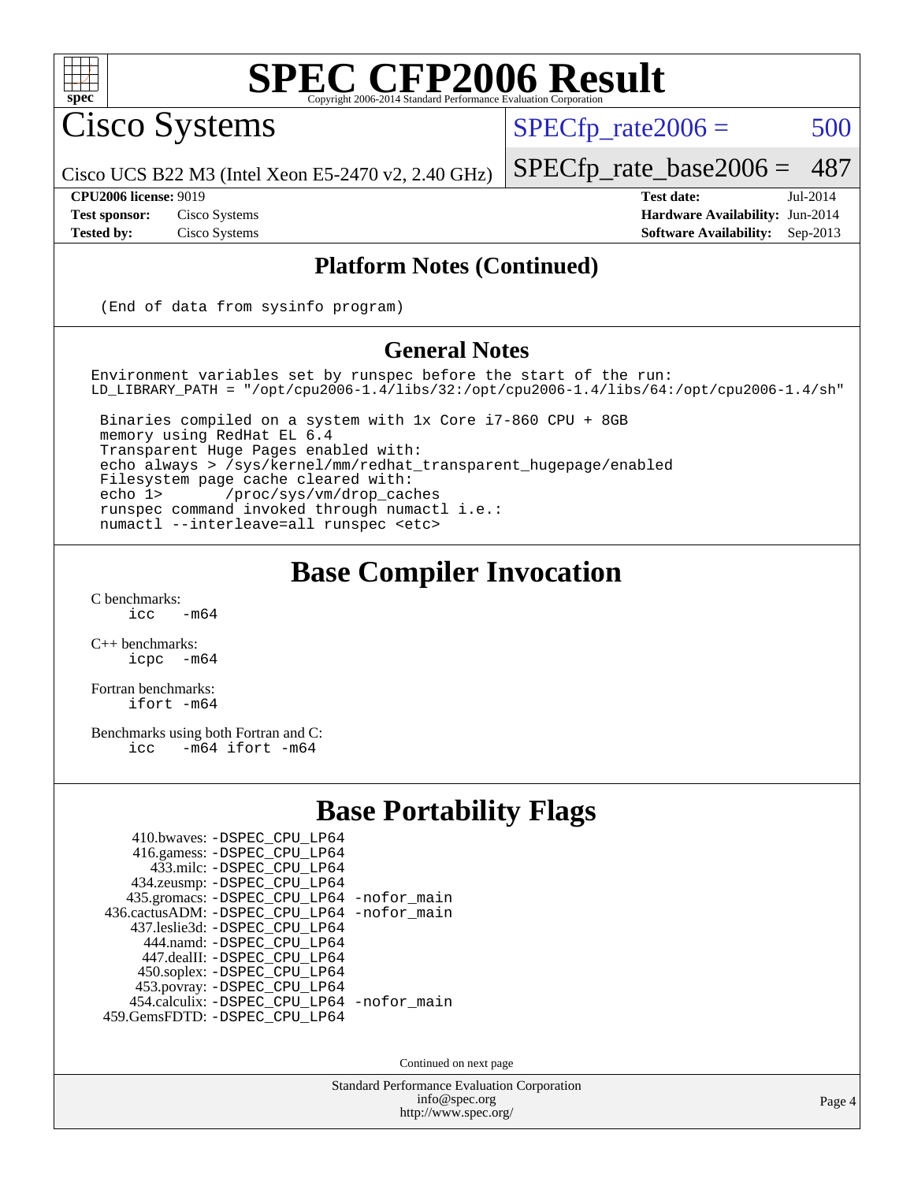# SPEC CFP2006 Result

Copyright 2006-2014 Standard Performance Evaluation Corporation

## Cisco Systems

Cisco UCS B22 M3 (Intel Xeon E5-2470 v2, 2.40 GHz)

SPECfp_rate2006 = 500

SPECfp_rate_base2006 = 487

| | | | |
|---|---|---|---|
| **CPU2006 license:** | 9019 | **Test date:** | Jul-2014 |
| **Test sponsor:** | Cisco Systems | **Hardware Availability:** | Jun-2014 |
| **Tested by:** | Cisco Systems | **Software Availability:** | Sep-2013 |

### Platform Notes (Continued)

```
(End of data from sysinfo program)
```

### General Notes

```
Environment variables set by runspec before the start of the run:
LD_LIBRARY_PATH = "/opt/cpu2006-1.4/libs/32:/opt/cpu2006-1.4/libs/64:/opt/cpu2006-1.4/sh"

 Binaries compiled on a system with 1x Core i7-860 CPU + 8GB
 memory using RedHat EL 6.4
 Transparent Huge Pages enabled with:
 echo always > /sys/kernel/mm/redhat_transparent_hugepage/enabled
 Filesystem page cache cleared with:
 echo 1>       /proc/sys/vm/drop_caches
 runspec command invoked through numactl i.e.:
 numactl --interleave=all runspec <etc>
```

## Base Compiler Invocation

C benchmarks:
```
icc   -m64
```

C++ benchmarks:
```
icpc  -m64
```

Fortran benchmarks:
```
ifort -m64
```

Benchmarks using both Fortran and C:
```
icc   -m64 ifort -m64
```

## Base Portability Flags

```
     410.bwaves: -DSPEC_CPU_LP64
     416.gamess: -DSPEC_CPU_LP64
       433.milc: -DSPEC_CPU_LP64
     434.zeusmp: -DSPEC_CPU_LP64
    435.gromacs: -DSPEC_CPU_LP64 -nofor_main
 436.cactusADM: -DSPEC_CPU_LP64 -nofor_main
    437.leslie3d: -DSPEC_CPU_LP64
       444.namd: -DSPEC_CPU_LP64
     447.dealII: -DSPEC_CPU_LP64
     450.soplex: -DSPEC_CPU_LP64
     453.povray: -DSPEC_CPU_LP64
   454.calculix: -DSPEC_CPU_LP64 -nofor_main
  459.GemsFDTD: -DSPEC_CPU_LP64
```

Continued on next page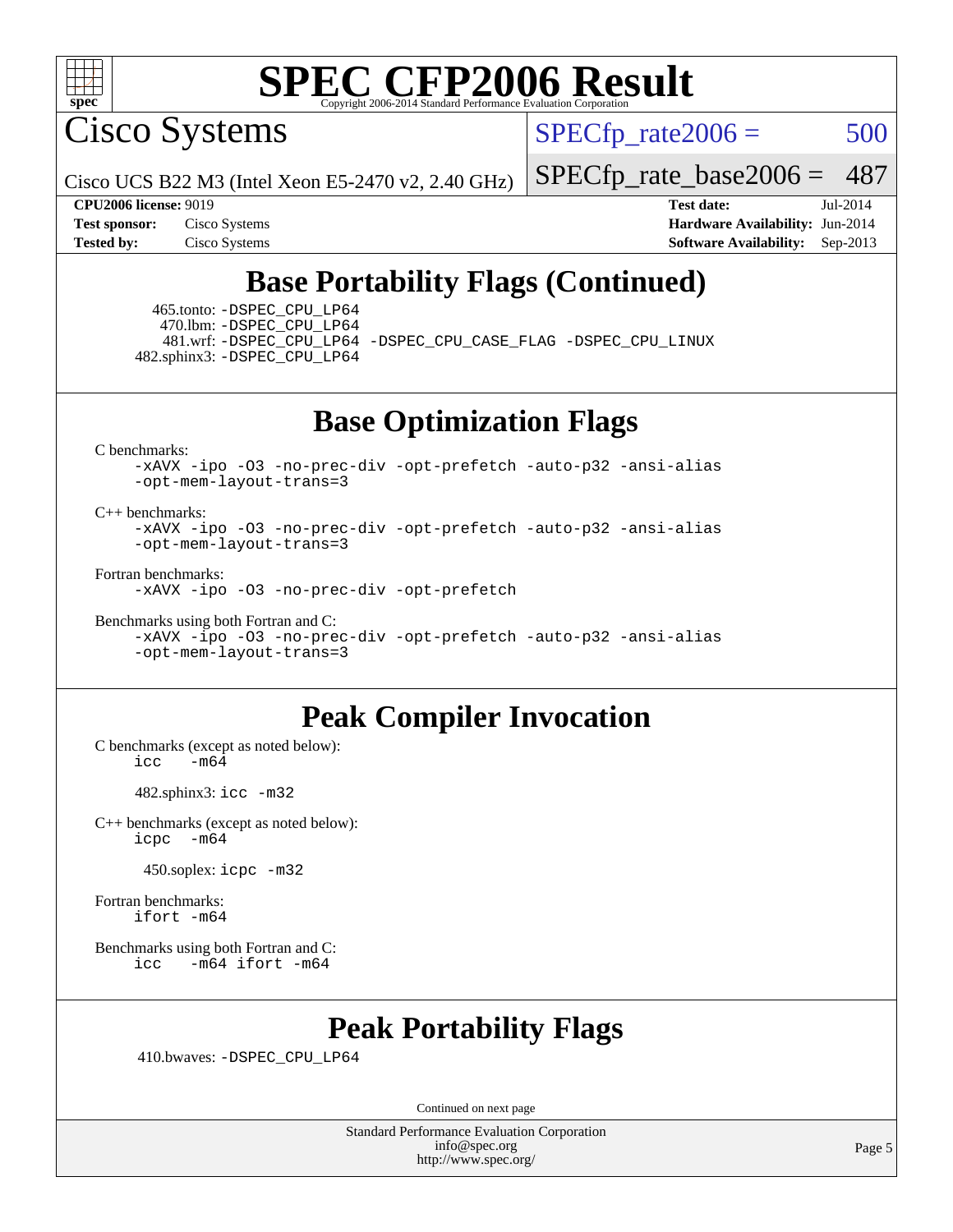# SPEC CFP2006 Result

Copyright 2006-2014 Standard Performance Evaluation Corporation

## Cisco Systems

Cisco UCS B22 M3 (Intel Xeon E5-2470 v2, 2.40 GHz)

SPECfp_rate2006 = 500

SPECfp_rate_base2006 = 487

**CPU2006 license:** 9019
**Test sponsor:** Cisco Systems
**Tested by:** Cisco Systems
**Test date:** Jul-2014
**Hardware Availability:** Jun-2014
**Software Availability:** Sep-2013

## Base Portability Flags (Continued)

465.tonto: -DSPEC_CPU_LP64
470.lbm: -DSPEC_CPU_LP64
481.wrf: -DSPEC_CPU_LP64 -DSPEC_CPU_CASE_FLAG -DSPEC_CPU_LINUX
482.sphinx3: -DSPEC_CPU_LP64

## Base Optimization Flags

C benchmarks:
-xAVX -ipo -O3 -no-prec-div -opt-prefetch -auto-p32 -ansi-alias -opt-mem-layout-trans=3

C++ benchmarks:
-xAVX -ipo -O3 -no-prec-div -opt-prefetch -auto-p32 -ansi-alias -opt-mem-layout-trans=3

Fortran benchmarks:
-xAVX -ipo -O3 -no-prec-div -opt-prefetch

Benchmarks using both Fortran and C:
-xAVX -ipo -O3 -no-prec-div -opt-prefetch -auto-p32 -ansi-alias -opt-mem-layout-trans=3

## Peak Compiler Invocation

C benchmarks (except as noted below):
icc -m64

482.sphinx3: icc -m32

C++ benchmarks (except as noted below):
icpc -m64

450.soplex: icpc -m32

Fortran benchmarks:
ifort -m64

Benchmarks using both Fortran and C:
icc -m64 ifort -m64

## Peak Portability Flags

410.bwaves: -DSPEC_CPU_LP64

Continued on next page

Standard Performance Evaluation Corporation
info@spec.org
http://www.spec.org/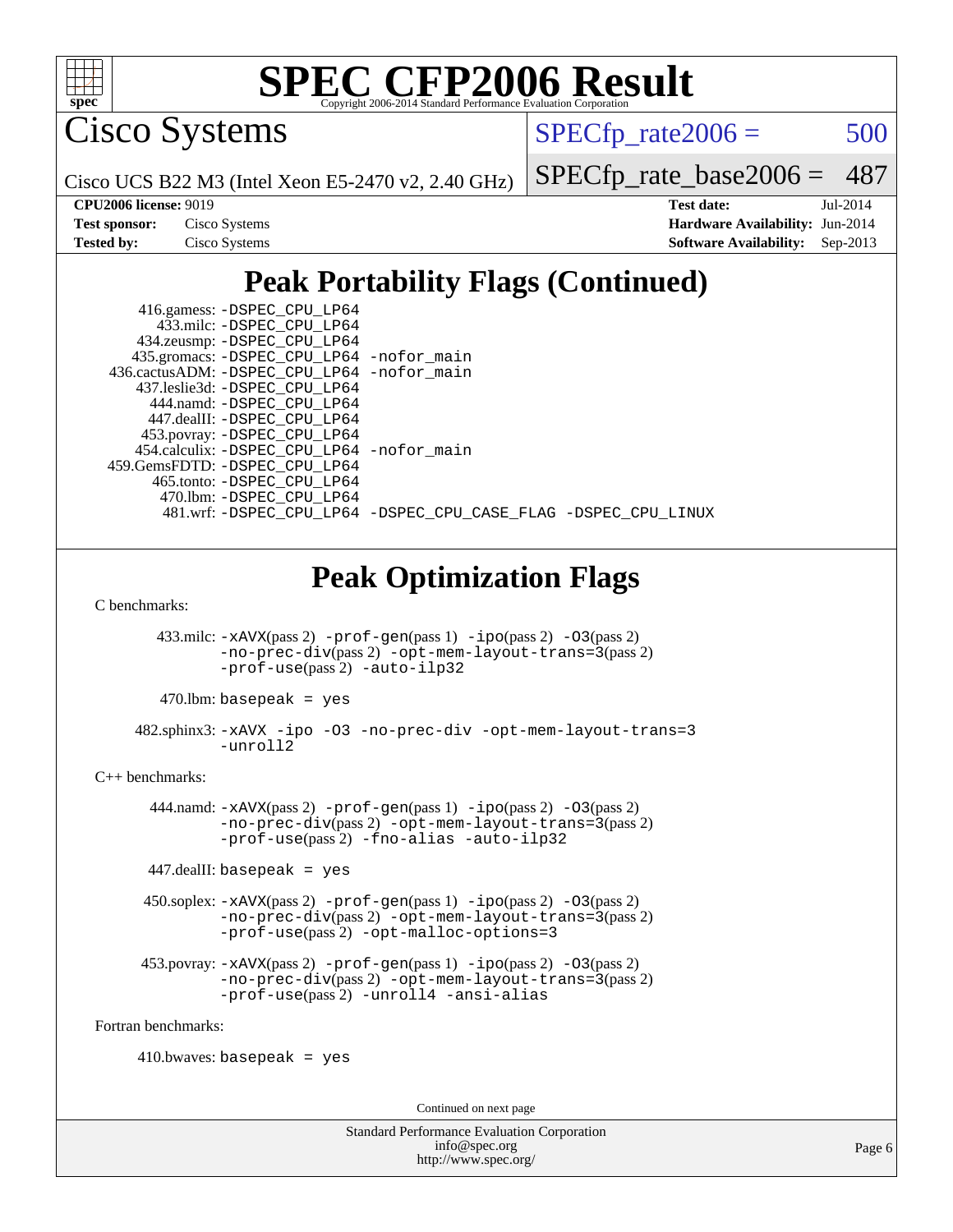# SPEC CFP2006 Result

Copyright 2006-2014 Standard Performance Evaluation Corporation

## Cisco Systems

Cisco UCS B22 M3 (Intel Xeon E5-2470 v2, 2.40 GHz)

SPECfp_rate2006 = 500

SPECfp_rate_base2006 = 487

| | | | |
|---|---|---|---|
| **CPU2006 license:** 9019 | | **Test date:** | Jul-2014 |
| **Test sponsor:** | Cisco Systems | **Hardware Availability:** | Jun-2014 |
| **Tested by:** | Cisco Systems | **Software Availability:** | Sep-2013 |

## Peak Portability Flags (Continued)

416.gamess: -DSPEC_CPU_LP64
433.milc: -DSPEC_CPU_LP64
434.zeusmp: -DSPEC_CPU_LP64
435.gromacs: -DSPEC_CPU_LP64 -nofor_main
436.cactusADM: -DSPEC_CPU_LP64 -nofor_main
437.leslie3d: -DSPEC_CPU_LP64
444.namd: -DSPEC_CPU_LP64
447.dealII: -DSPEC_CPU_LP64
453.povray: -DSPEC_CPU_LP64
454.calculix: -DSPEC_CPU_LP64 -nofor_main
459.GemsFDTD: -DSPEC_CPU_LP64
465.tonto: -DSPEC_CPU_LP64
470.lbm: -DSPEC_CPU_LP64
481.wrf: -DSPEC_CPU_LP64 -DSPEC_CPU_CASE_FLAG -DSPEC_CPU_LINUX

## Peak Optimization Flags

C benchmarks:

433.milc: -xAVX(pass 2) -prof-gen(pass 1) -ipo(pass 2) -O3(pass 2) -no-prec-div(pass 2) -opt-mem-layout-trans=3(pass 2) -prof-use(pass 2) -auto-ilp32

470.lbm: basepeak = yes

482.sphinx3: -xAVX -ipo -O3 -no-prec-div -opt-mem-layout-trans=3 -unroll2

C++ benchmarks:

444.namd: -xAVX(pass 2) -prof-gen(pass 1) -ipo(pass 2) -O3(pass 2) -no-prec-div(pass 2) -opt-mem-layout-trans=3(pass 2) -prof-use(pass 2) -fno-alias -auto-ilp32

447.dealII: basepeak = yes

450.soplex: -xAVX(pass 2) -prof-gen(pass 1) -ipo(pass 2) -O3(pass 2) -no-prec-div(pass 2) -opt-mem-layout-trans=3(pass 2) -prof-use(pass 2) -opt-malloc-options=3

453.povray: -xAVX(pass 2) -prof-gen(pass 1) -ipo(pass 2) -O3(pass 2) -no-prec-div(pass 2) -opt-mem-layout-trans=3(pass 2) -prof-use(pass 2) -unroll4 -ansi-alias

Fortran benchmarks:

410.bwaves: basepeak = yes

Continued on next page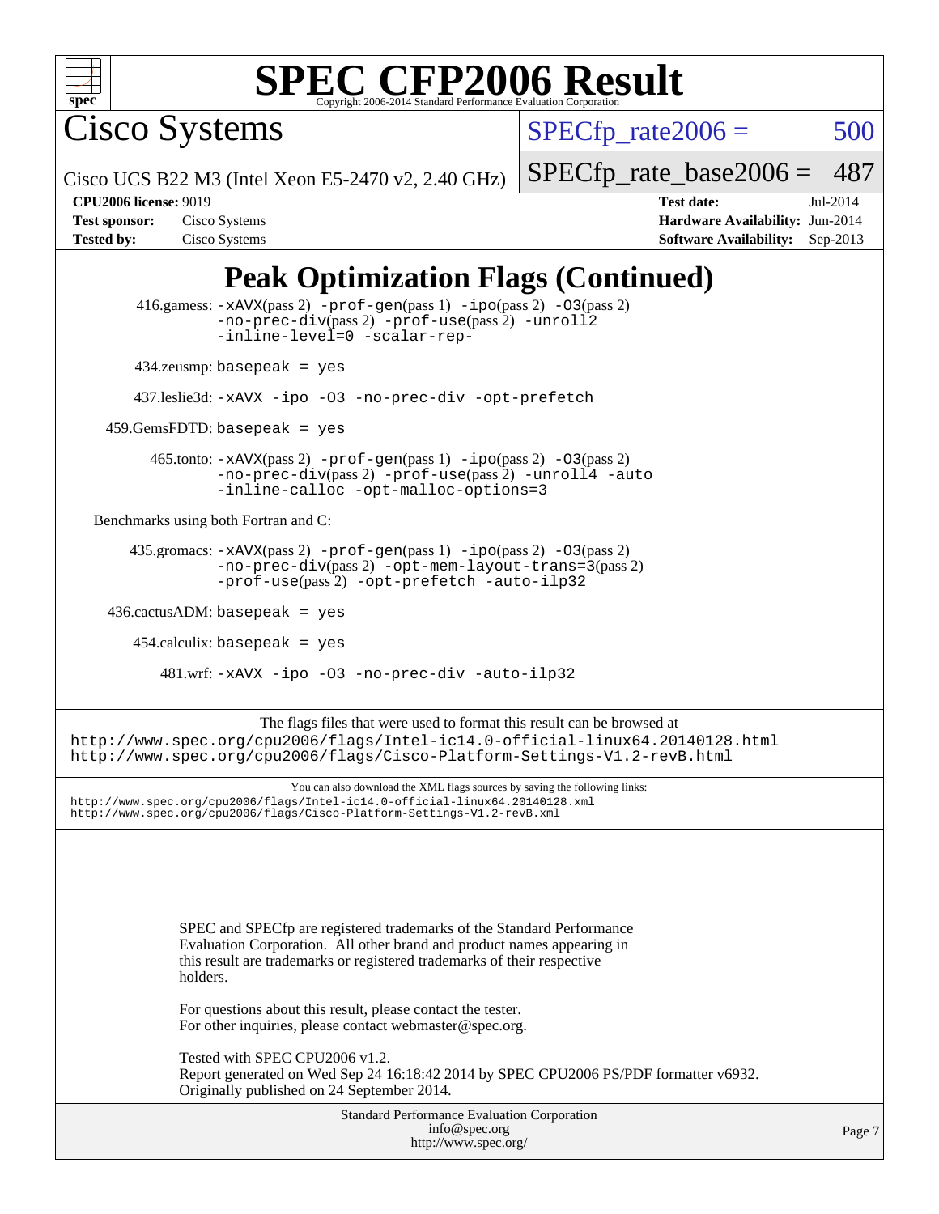# SPEC CFP2006 Result

Copyright 2006-2014 Standard Performance Evaluation Corporation

## Cisco Systems

Cisco UCS B22 M3 (Intel Xeon E5-2470 v2, 2.40 GHz)

SPECfp_rate2006 = 500

SPECfp_rate_base2006 = 487

**CPU2006 license:** 9019
**Test sponsor:** Cisco Systems
**Tested by:** Cisco Systems

**Test date:** Jul-2014
**Hardware Availability:** Jun-2014
**Software Availability:** Sep-2013

## Peak Optimization Flags (Continued)

416.gamess: -xAVX(pass 2) -prof-gen(pass 1) -ipo(pass 2) -O3(pass 2) -no-prec-div(pass 2) -prof-use(pass 2) -unroll2 -inline-level=0 -scalar-rep-

434.zeusmp: basepeak = yes

437.leslie3d: -xAVX -ipo -O3 -no-prec-div -opt-prefetch

459.GemsFDTD: basepeak = yes

465.tonto: -xAVX(pass 2) -prof-gen(pass 1) -ipo(pass 2) -O3(pass 2) -no-prec-div(pass 2) -prof-use(pass 2) -unroll4 -auto -inline-calloc -opt-malloc-options=3

Benchmarks using both Fortran and C:

435.gromacs: -xAVX(pass 2) -prof-gen(pass 1) -ipo(pass 2) -O3(pass 2) -no-prec-div(pass 2) -opt-mem-layout-trans=3(pass 2) -prof-use(pass 2) -opt-prefetch -auto-ilp32

436.cactusADM: basepeak = yes

454.calculix: basepeak = yes

481.wrf: -xAVX -ipo -O3 -no-prec-div -auto-ilp32

The flags files that were used to format this result can be browsed at
http://www.spec.org/cpu2006/flags/Intel-ic14.0-official-linux64.20140128.html
http://www.spec.org/cpu2006/flags/Cisco-Platform-Settings-V1.2-revB.html

You can also download the XML flags sources by saving the following links:
http://www.spec.org/cpu2006/flags/Intel-ic14.0-official-linux64.20140128.xml
http://www.spec.org/cpu2006/flags/Cisco-Platform-Settings-V1.2-revB.xml

SPEC and SPECfp are registered trademarks of the Standard Performance Evaluation Corporation. All other brand and product names appearing in this result are trademarks or registered trademarks of their respective holders.

For questions about this result, please contact the tester.
For other inquiries, please contact webmaster@spec.org.

Tested with SPEC CPU2006 v1.2.
Report generated on Wed Sep 24 16:18:42 2014 by SPEC CPU2006 PS/PDF formatter v6932.
Originally published on 24 September 2014.

Standard Performance Evaluation Corporation
info@spec.org
http://www.spec.org/